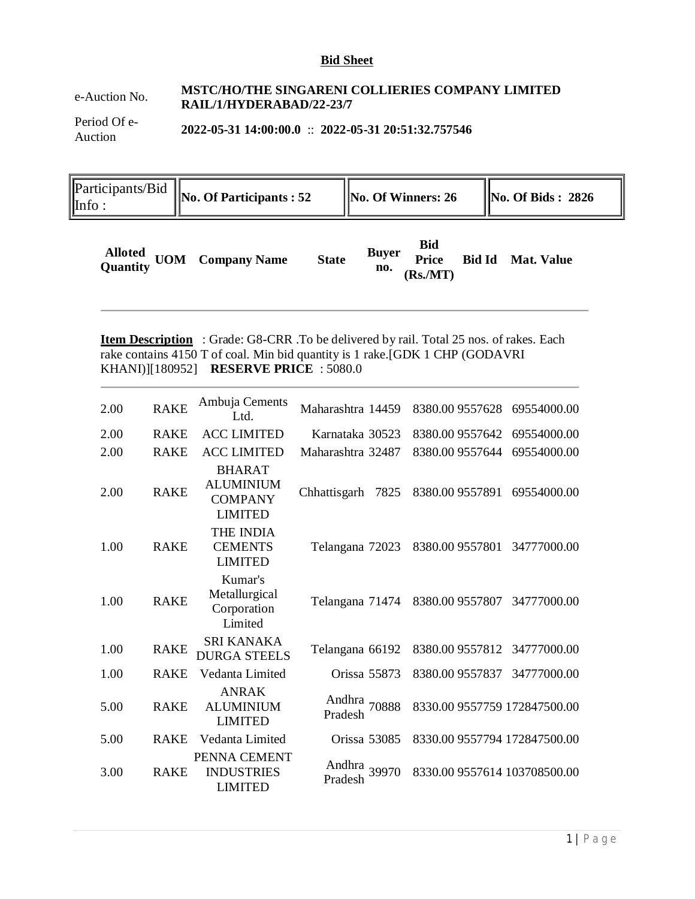## Bid Sheet

| | |
|---|---|
| e-Auction No. | **MSTC/HO/THE SINGARENI COLLIERIES COMPANY LIMITED RAIL/1/HYDERABAD/22-23/7** |
| Period Of e-Auction | **2022-05-31 14:00:00.0** :: **2022-05-31 20:51:32.757546** |

| Participants/Bid Info : | **No. Of Participants : 52** | **No. Of Winners: 26** | **No. Of Bids : 2826** |
|---|---|---|---|

**Item Description** : Grade: G8-CRR .To be delivered by rail. Total 25 nos. of rakes. Each rake contains 4150 T of coal. Min bid quantity is 1 rake.[GDK 1 CHP (GODAVRI KHANI)][180952] **RESERVE PRICE** : 5080.0

| Alloted Quantity | UOM | Company Name | State | Buyer no. | Bid Price (Rs./MT) | Bid Id | Mat. Value |
|---|---|---|---|---|---|---|---|
| 2.00 | RAKE | Ambuja Cements Ltd. | Maharashtra | 14459 | 8380.00 | 9557628 | 69554000.00 |
| 2.00 | RAKE | ACC LIMITED | Karnataka | 30523 | 8380.00 | 9557642 | 69554000.00 |
| 2.00 | RAKE | ACC LIMITED | Maharashtra | 32487 | 8380.00 | 9557644 | 69554000.00 |
| 2.00 | RAKE | BHARAT ALUMINIUM COMPANY LIMITED | Chhattisgarh | 7825 | 8380.00 | 9557891 | 69554000.00 |
| 1.00 | RAKE | THE INDIA CEMENTS LIMITED | Telangana | 72023 | 8380.00 | 9557801 | 34777000.00 |
| 1.00 | RAKE | Kumar's Metallurgical Corporation Limited | Telangana | 71474 | 8380.00 | 9557807 | 34777000.00 |
| 1.00 | RAKE | SRI KANAKA DURGA STEELS | Telangana | 66192 | 8380.00 | 9557812 | 34777000.00 |
| 1.00 | RAKE | Vedanta Limited | Orissa | 55873 | 8380.00 | 9557837 | 34777000.00 |
| 5.00 | RAKE | ANRAK ALUMINIUM LIMITED | Andhra Pradesh | 70888 | 8330.00 | 9557759 | 172847500.00 |
| 5.00 | RAKE | Vedanta Limited | Orissa | 53085 | 8330.00 | 9557794 | 172847500.00 |
| 3.00 | RAKE | PENNA CEMENT INDUSTRIES LIMITED | Andhra Pradesh | 39970 | 8330.00 | 9557614 | 103708500.00 |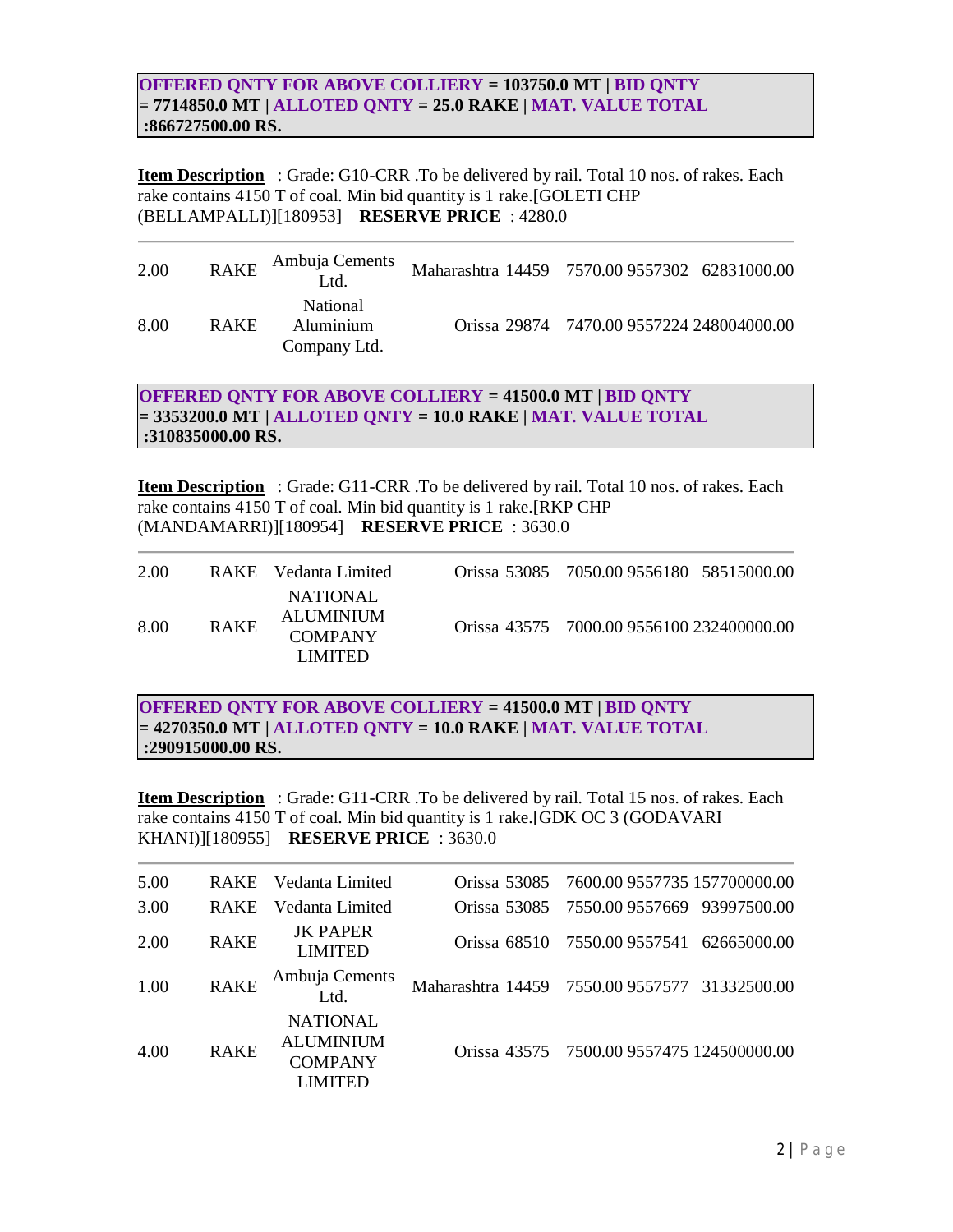**OFFERED QNTY FOR ABOVE COLLIERY = 103750.0 MT | BID QNTY = 7714850.0 MT | ALLOTED QNTY = 25.0 RAKE | MAT. VALUE TOTAL :866727500.00 RS.**

**Item Description** : Grade: G10-CRR .To be delivered by rail. Total 10 nos. of rakes. Each rake contains 4150 T of coal. Min bid quantity is 1 rake.[GOLETI CHP (BELLAMPALLI)][180953] **RESERVE PRICE** : 4280.0

| | | | | | | | |
|---|---|---|---|---|---|---|---|
| 2.00 | RAKE | Ambuja Cements Ltd. | Maharashtra | 14459 | 7570.00 | 9557302 | 62831000.00 |
| 8.00 | RAKE | National Aluminium Company Ltd. | Orissa | 29874 | 7470.00 | 9557224 | 248004000.00 |

**OFFERED QNTY FOR ABOVE COLLIERY = 41500.0 MT | BID QNTY = 3353200.0 MT | ALLOTED QNTY = 10.0 RAKE | MAT. VALUE TOTAL :310835000.00 RS.**

**Item Description** : Grade: G11-CRR .To be delivered by rail. Total 10 nos. of rakes. Each rake contains 4150 T of coal. Min bid quantity is 1 rake.[RKP CHP (MANDAMARRI)][180954] **RESERVE PRICE** : 3630.0

| | | | | | | | |
|---|---|---|---|---|---|---|---|
| 2.00 | RAKE | Vedanta Limited | Orissa | 53085 | 7050.00 | 9556180 | 58515000.00 |
| 8.00 | RAKE | NATIONAL ALUMINIUM COMPANY LIMITED | Orissa | 43575 | 7000.00 | 9556100 | 232400000.00 |

**OFFERED QNTY FOR ABOVE COLLIERY = 41500.0 MT | BID QNTY = 4270350.0 MT | ALLOTED QNTY = 10.0 RAKE | MAT. VALUE TOTAL :290915000.00 RS.**

**Item Description** : Grade: G11-CRR .To be delivered by rail. Total 15 nos. of rakes. Each rake contains 4150 T of coal. Min bid quantity is 1 rake.[GDK OC 3 (GODAVARI KHANI)][180955] **RESERVE PRICE** : 3630.0

| | | | | | | | |
|---|---|---|---|---|---|---|---|
| 5.00 | RAKE | Vedanta Limited | Orissa | 53085 | 7600.00 | 9557735 | 157700000.00 |
| 3.00 | RAKE | Vedanta Limited | Orissa | 53085 | 7550.00 | 9557669 | 93997500.00 |
| 2.00 | RAKE | JK PAPER LIMITED | Orissa | 68510 | 7550.00 | 9557541 | 62665000.00 |
| 1.00 | RAKE | Ambuja Cements Ltd. | Maharashtra | 14459 | 7550.00 | 9557577 | 31332500.00 |
| 4.00 | RAKE | NATIONAL ALUMINIUM COMPANY LIMITED | Orissa | 43575 | 7500.00 | 9557475 | 124500000.00 |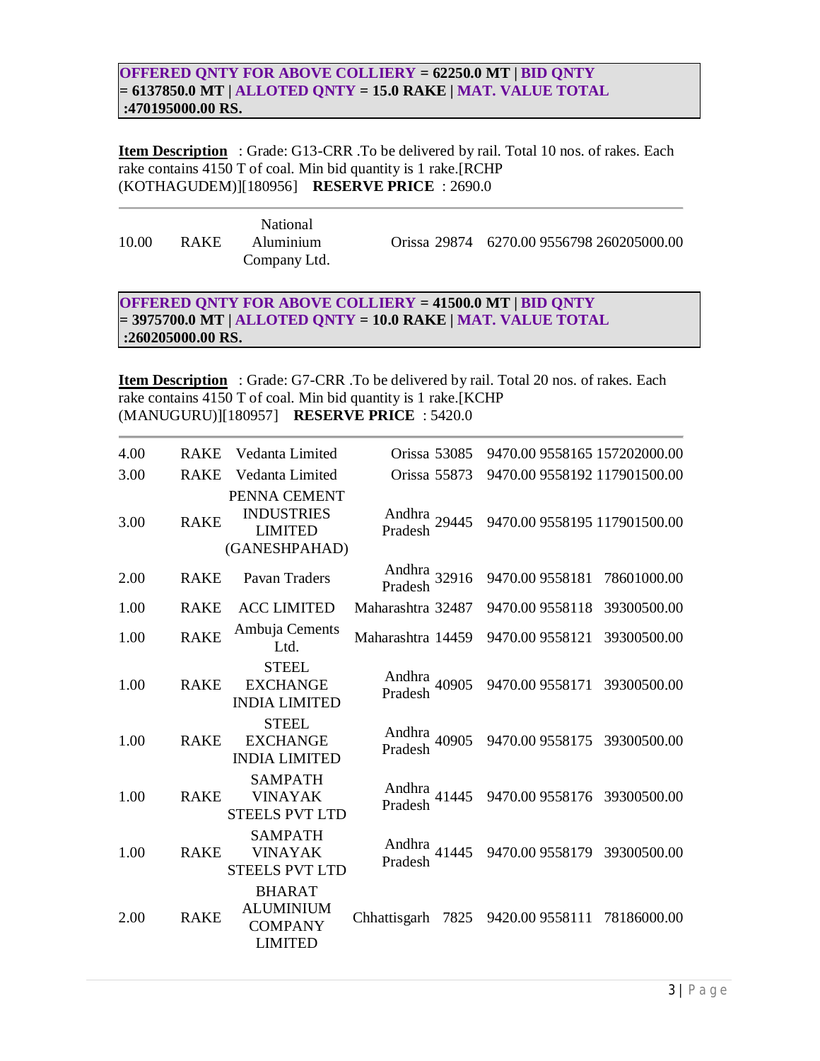**OFFERED QNTY FOR ABOVE COLLIERY = 62250.0 MT | BID QNTY = 6137850.0 MT | ALLOTED QNTY = 15.0 RAKE | MAT. VALUE TOTAL :470195000.00 RS.**

**Item Description** : Grade: G13-CRR .To be delivered by rail. Total 10 nos. of rakes. Each rake contains 4150 T of coal. Min bid quantity is 1 rake.[RCHP (KOTHAGUDEM)][180956] **RESERVE PRICE** : 2690.0

| | | | | | | | |
|---|---|---|---|---|---|---|---|
| 10.00 | RAKE | National Aluminium Company Ltd. | Orissa | 29874 | 6270.00 | 9556798 | 260205000.00 |

**OFFERED QNTY FOR ABOVE COLLIERY = 41500.0 MT | BID QNTY = 3975700.0 MT | ALLOTED QNTY = 10.0 RAKE | MAT. VALUE TOTAL :260205000.00 RS.**

**Item Description** : Grade: G7-CRR .To be delivered by rail. Total 20 nos. of rakes. Each rake contains 4150 T of coal. Min bid quantity is 1 rake.[KCHP (MANUGURU)][180957] **RESERVE PRICE** : 5420.0

| | | | | | | | |
|---|---|---|---|---|---|---|---|
| 4.00 | RAKE | Vedanta Limited | Orissa | 53085 | 9470.00 | 9558165 | 157202000.00 |
| 3.00 | RAKE | Vedanta Limited | Orissa | 55873 | 9470.00 | 9558192 | 117901500.00 |
| 3.00 | RAKE | PENNA CEMENT INDUSTRIES LIMITED (GANESHPAHAD) | Andhra Pradesh | 29445 | 9470.00 | 9558195 | 117901500.00 |
| 2.00 | RAKE | Pavan Traders | Andhra Pradesh | 32916 | 9470.00 | 9558181 | 78601000.00 |
| 1.00 | RAKE | ACC LIMITED | Maharashtra | 32487 | 9470.00 | 9558118 | 39300500.00 |
| 1.00 | RAKE | Ambuja Cements Ltd. | Maharashtra | 14459 | 9470.00 | 9558121 | 39300500.00 |
| 1.00 | RAKE | STEEL EXCHANGE INDIA LIMITED | Andhra Pradesh | 40905 | 9470.00 | 9558171 | 39300500.00 |
| 1.00 | RAKE | STEEL EXCHANGE INDIA LIMITED | Andhra Pradesh | 40905 | 9470.00 | 9558175 | 39300500.00 |
| 1.00 | RAKE | SAMPATH VINAYAK STEELS PVT LTD | Andhra Pradesh | 41445 | 9470.00 | 9558176 | 39300500.00 |
| 1.00 | RAKE | SAMPATH VINAYAK STEELS PVT LTD | Andhra Pradesh | 41445 | 9470.00 | 9558179 | 39300500.00 |
| 2.00 | RAKE | BHARAT ALUMINIUM COMPANY LIMITED | Chhattisgarh | 7825 | 9420.00 | 9558111 | 78186000.00 |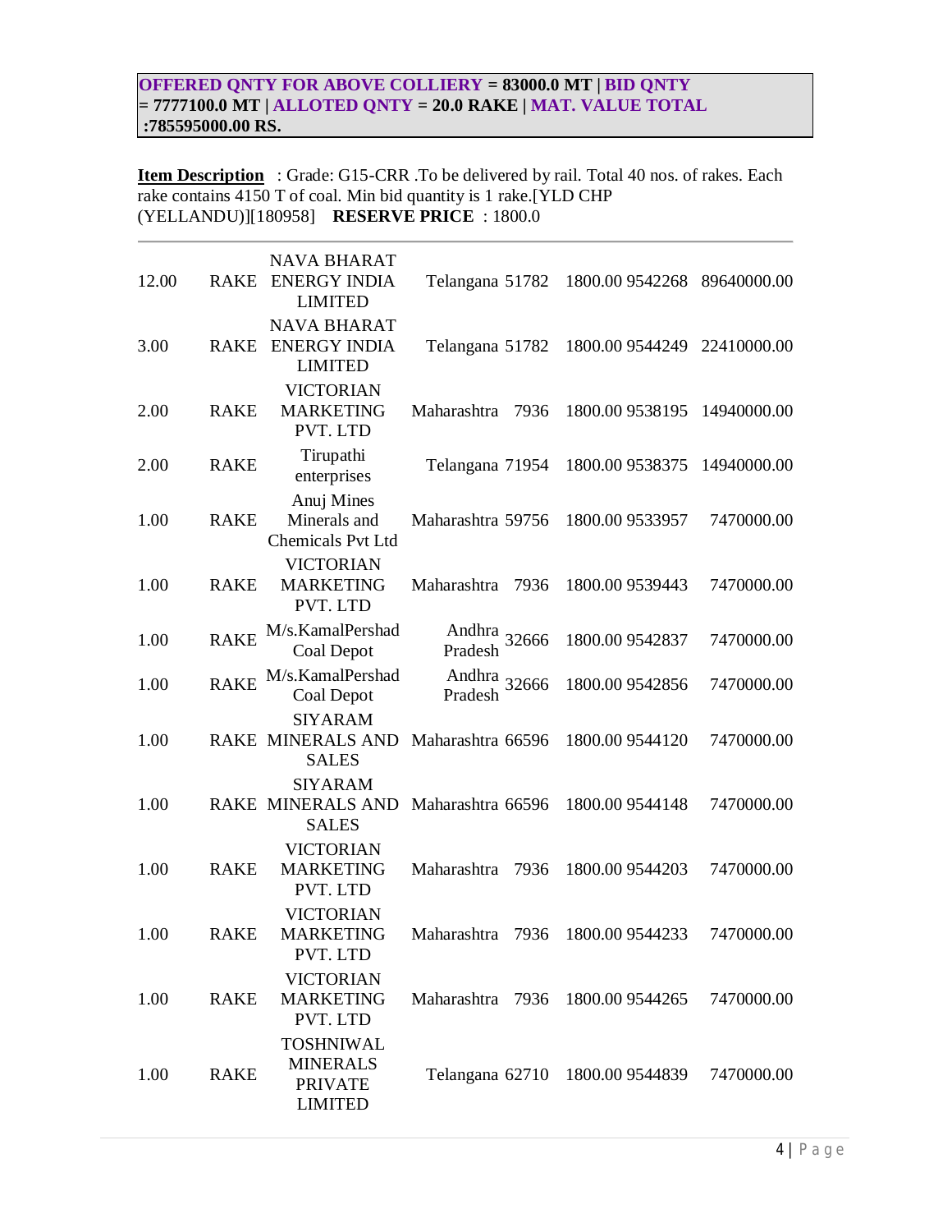**OFFERED QNTY FOR ABOVE COLLIERY = 83000.0 MT | BID QNTY = 7777100.0 MT | ALLOTED QNTY = 20.0 RAKE | MAT. VALUE TOTAL :785595000.00 RS.**

**Item Description** : Grade: G15-CRR .To be delivered by rail. Total 40 nos. of rakes. Each rake contains 4150 T of coal. Min bid quantity is 1 rake.[YLD CHP (YELLANDU)][180958] **RESERVE PRICE** : 1800.0

| | | | | | | | |
|---|---|---|---|---|---|---|---|
| 12.00 | RAKE | NAVA BHARAT ENERGY INDIA LIMITED | Telangana | 51782 | 1800.00 | 9542268 | 89640000.00 |
| 3.00 | RAKE | NAVA BHARAT ENERGY INDIA LIMITED | Telangana | 51782 | 1800.00 | 9544249 | 22410000.00 |
| 2.00 | RAKE | VICTORIAN MARKETING PVT. LTD | Maharashtra | 7936 | 1800.00 | 9538195 | 14940000.00 |
| 2.00 | RAKE | Tirupathi enterprises | Telangana | 71954 | 1800.00 | 9538375 | 14940000.00 |
| 1.00 | RAKE | Anuj Mines Minerals and Chemicals Pvt Ltd | Maharashtra | 59756 | 1800.00 | 9533957 | 7470000.00 |
| 1.00 | RAKE | VICTORIAN MARKETING PVT. LTD | Maharashtra | 7936 | 1800.00 | 9539443 | 7470000.00 |
| 1.00 | RAKE | M/s.KamalPershad Coal Depot | Andhra Pradesh | 32666 | 1800.00 | 9542837 | 7470000.00 |
| 1.00 | RAKE | M/s.KamalPershad Coal Depot | Andhra Pradesh | 32666 | 1800.00 | 9542856 | 7470000.00 |
| 1.00 | RAKE | SIYARAM MINERALS AND SALES | Maharashtra | 66596 | 1800.00 | 9544120 | 7470000.00 |
| 1.00 | RAKE | SIYARAM MINERALS AND SALES | Maharashtra | 66596 | 1800.00 | 9544148 | 7470000.00 |
| 1.00 | RAKE | VICTORIAN MARKETING PVT. LTD | Maharashtra | 7936 | 1800.00 | 9544203 | 7470000.00 |
| 1.00 | RAKE | VICTORIAN MARKETING PVT. LTD | Maharashtra | 7936 | 1800.00 | 9544233 | 7470000.00 |
| 1.00 | RAKE | VICTORIAN MARKETING PVT. LTD | Maharashtra | 7936 | 1800.00 | 9544265 | 7470000.00 |
| 1.00 | RAKE | TOSHNIWAL MINERALS PRIVATE LIMITED | Telangana | 62710 | 1800.00 | 9544839 | 7470000.00 |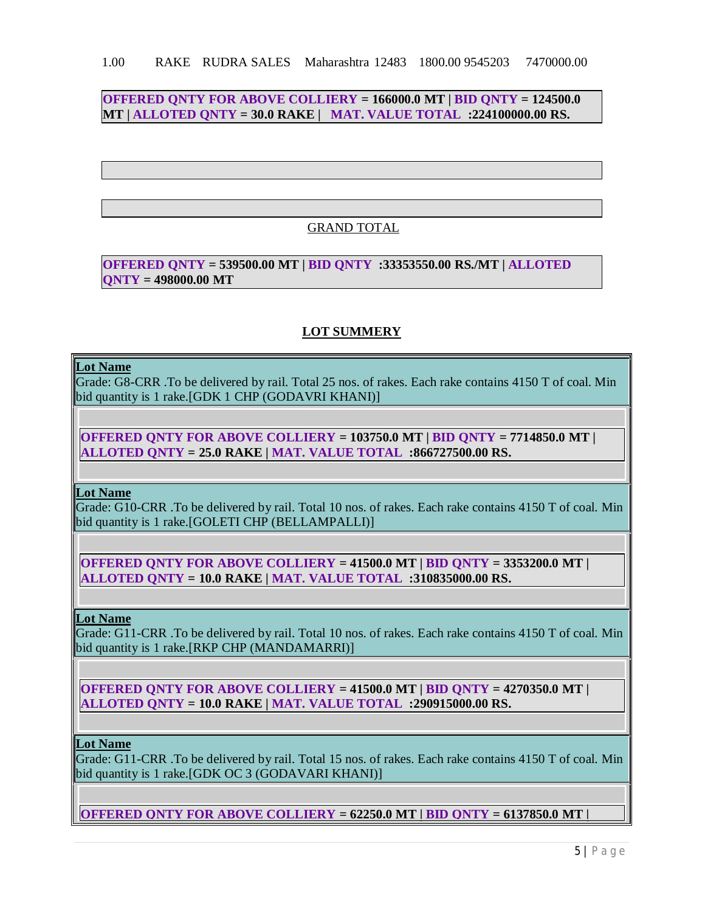| 1.00 | RAKE | RUDRA SALES | Maharashtra | 12483 | 1800.00 | 9545203 | 7470000.00 |
|---|---|---|---|---|---|---|---|

**OFFERED QNTY FOR ABOVE COLLIERY = 166000.0 MT | BID QNTY = 124500.0 MT | ALLOTED QNTY = 30.0 RAKE | MAT. VALUE TOTAL :224100000.00 RS.**

GRAND TOTAL

**OFFERED QNTY = 539500.00 MT | BID QNTY :33353550.00 RS./MT | ALLOTED QNTY = 498000.00 MT**

## LOT SUMMERY

**Lot Name**
Grade: G8-CRR .To be delivered by rail. Total 25 nos. of rakes. Each rake contains 4150 T of coal. Min bid quantity is 1 rake.[GDK 1 CHP (GODAVRI KHANI)]

**OFFERED QNTY FOR ABOVE COLLIERY = 103750.0 MT | BID QNTY = 7714850.0 MT | ALLOTED QNTY = 25.0 RAKE | MAT. VALUE TOTAL :866727500.00 RS.**

**Lot Name**
Grade: G10-CRR .To be delivered by rail. Total 10 nos. of rakes. Each rake contains 4150 T of coal. Min bid quantity is 1 rake.[GOLETI CHP (BELLAMPALLI)]

**OFFERED QNTY FOR ABOVE COLLIERY = 41500.0 MT | BID QNTY = 3353200.0 MT | ALLOTED QNTY = 10.0 RAKE | MAT. VALUE TOTAL :310835000.00 RS.**

**Lot Name**
Grade: G11-CRR .To be delivered by rail. Total 10 nos. of rakes. Each rake contains 4150 T of coal. Min bid quantity is 1 rake.[RKP CHP (MANDAMARRI)]

**OFFERED QNTY FOR ABOVE COLLIERY = 41500.0 MT | BID QNTY = 4270350.0 MT | ALLOTED QNTY = 10.0 RAKE | MAT. VALUE TOTAL :290915000.00 RS.**

**Lot Name**
Grade: G11-CRR .To be delivered by rail. Total 15 nos. of rakes. Each rake contains 4150 T of coal. Min bid quantity is 1 rake.[GDK OC 3 (GODAVARI KHANI)]

**OFFERED QNTY FOR ABOVE COLLIERY = 62250.0 MT | BID QNTY = 6137850.0 MT |**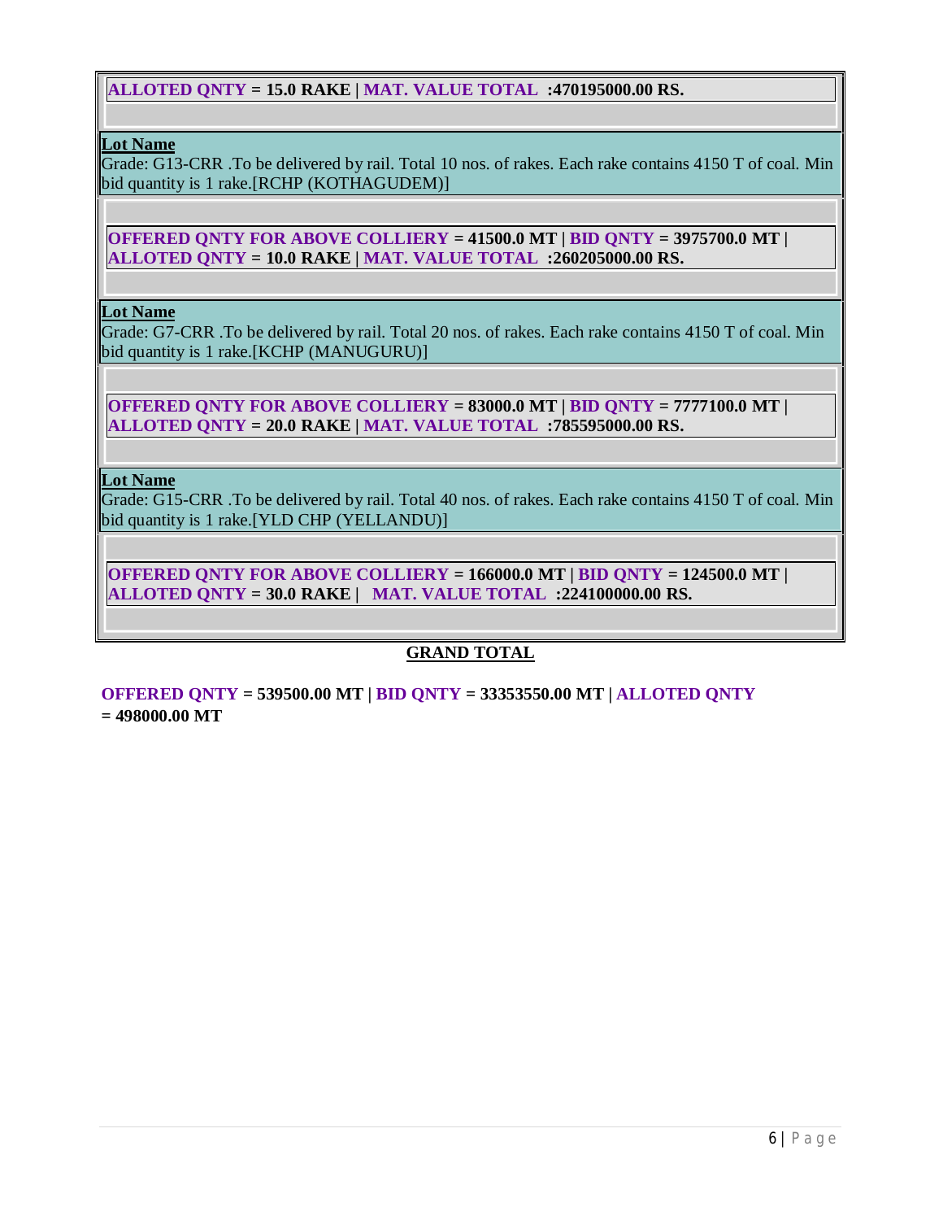**ALLOTED QNTY = 15.0 RAKE | MAT. VALUE TOTAL :470195000.00 RS.**

**Lot Name**

Grade: G13-CRR .To be delivered by rail. Total 10 nos. of rakes. Each rake contains 4150 T of coal. Min bid quantity is 1 rake.[RCHP (KOTHAGUDEM)]

**OFFERED QNTY FOR ABOVE COLLIERY = 41500.0 MT | BID QNTY = 3975700.0 MT | ALLOTED QNTY = 10.0 RAKE | MAT. VALUE TOTAL :260205000.00 RS.**

**Lot Name**

Grade: G7-CRR .To be delivered by rail. Total 20 nos. of rakes. Each rake contains 4150 T of coal. Min bid quantity is 1 rake.[KCHP (MANUGURU)]

**OFFERED QNTY FOR ABOVE COLLIERY = 83000.0 MT | BID QNTY = 7777100.0 MT | ALLOTED QNTY = 20.0 RAKE | MAT. VALUE TOTAL :785595000.00 RS.**

**Lot Name**

Grade: G15-CRR .To be delivered by rail. Total 40 nos. of rakes. Each rake contains 4150 T of coal. Min bid quantity is 1 rake.[YLD CHP (YELLANDU)]

**OFFERED QNTY FOR ABOVE COLLIERY = 166000.0 MT | BID QNTY = 124500.0 MT | ALLOTED QNTY = 30.0 RAKE | MAT. VALUE TOTAL :224100000.00 RS.**

## GRAND TOTAL

**OFFERED QNTY = 539500.00 MT | BID QNTY = 33353550.00 MT | ALLOTED QNTY = 498000.00 MT**